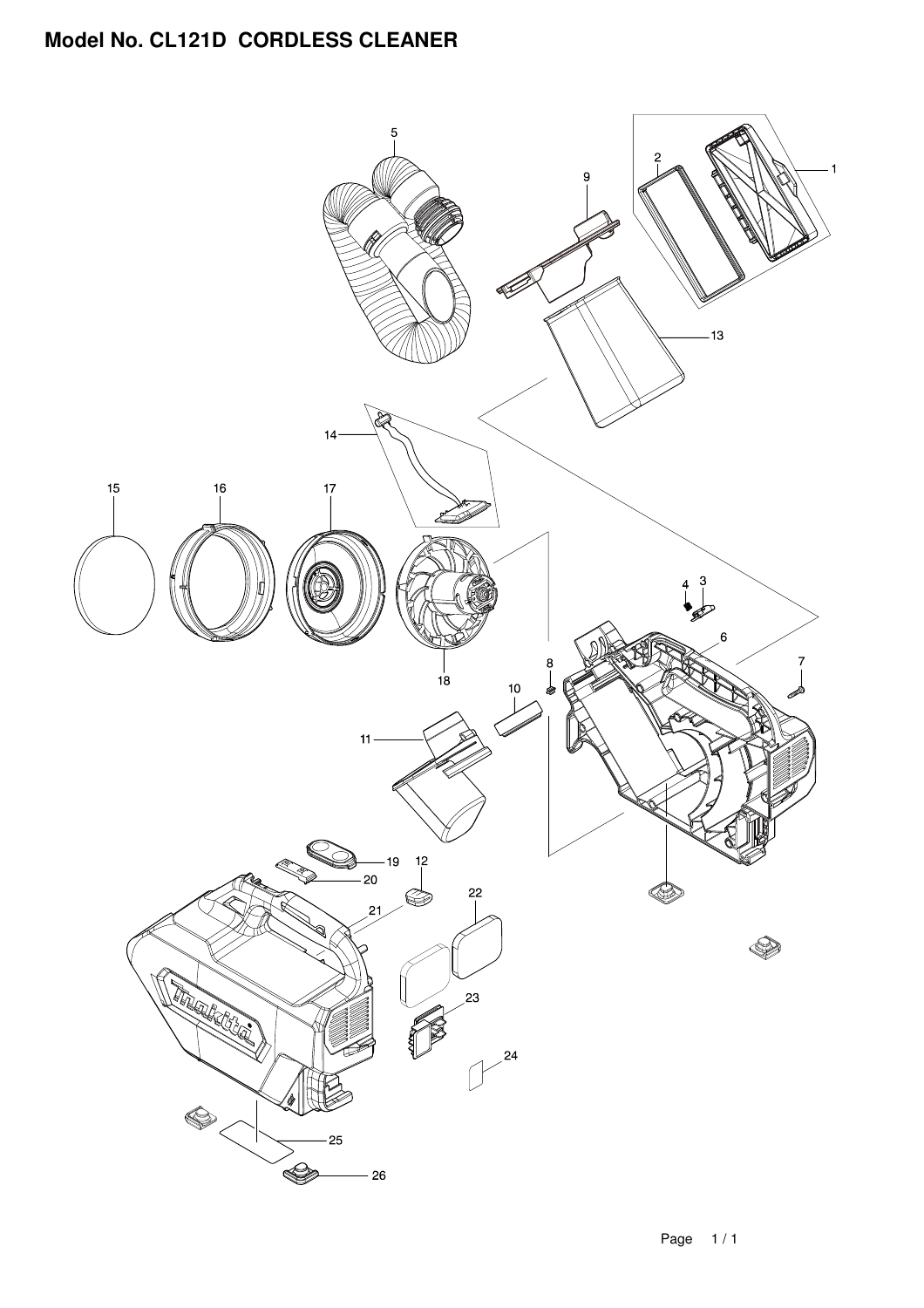# Model No. CL121D CORDLESS CLEANER

5

2

1

9

13

14

15

16

17

4

3

6

18

8

7

10

11

19

12

20

22

21

23

24

25

26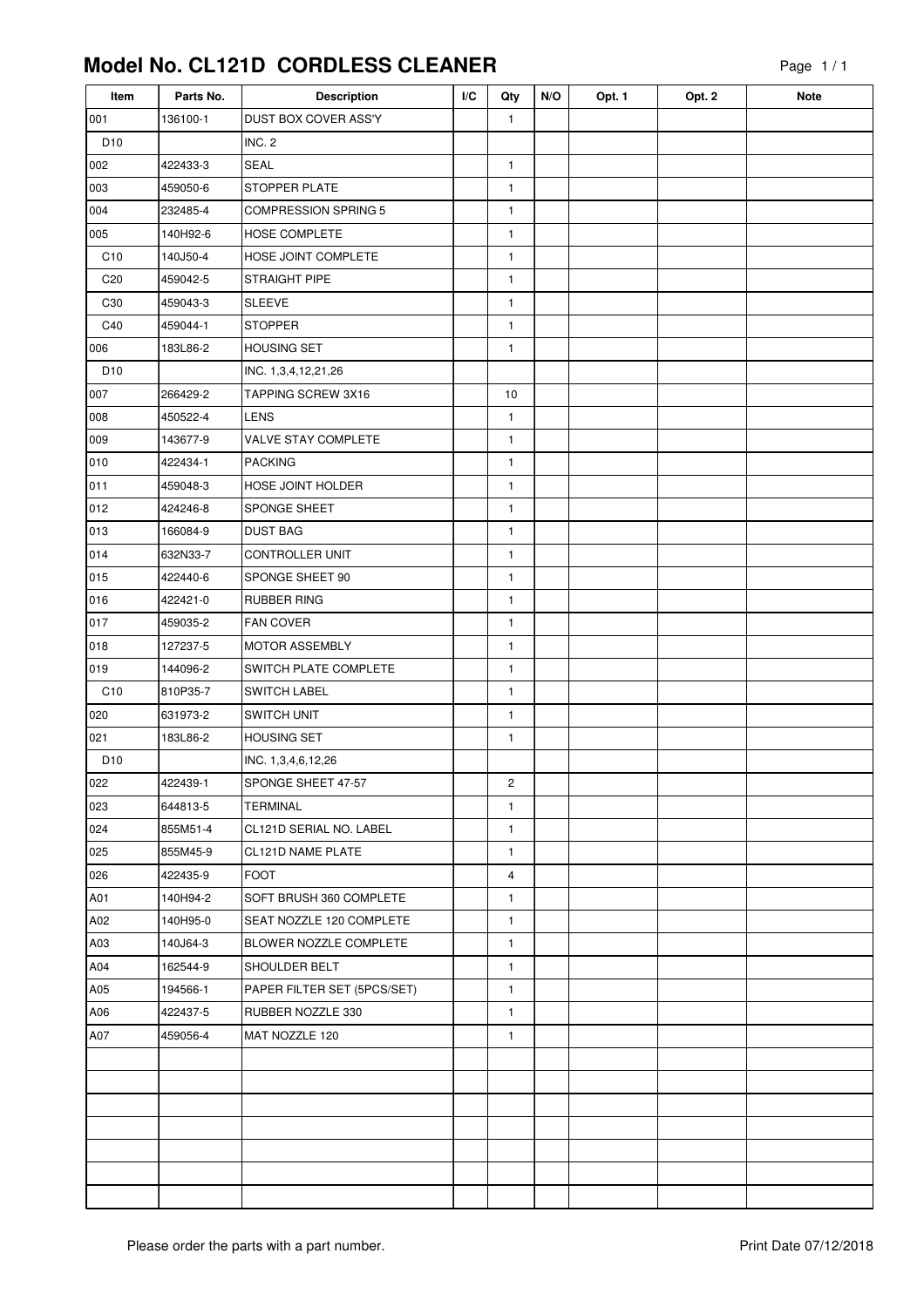# Model No. CL121D CORDLESS CLEANER

| Item | Parts No. | Description | I/C | Qty | N/O | Opt. 1 | Opt. 2 | Note |
|---|---|---|---|---|---|---|---|---|
| 001 | 136100-1 | DUST BOX COVER ASS'Y | | 1 | | | | |
| D10 | | INC. 2 | | | | | | |
| 002 | 422433-3 | SEAL | | 1 | | | | |
| 003 | 459050-6 | STOPPER PLATE | | 1 | | | | |
| 004 | 232485-4 | COMPRESSION SPRING 5 | | 1 | | | | |
| 005 | 140H92-6 | HOSE COMPLETE | | 1 | | | | |
| C10 | 140J50-4 | HOSE JOINT COMPLETE | | 1 | | | | |
| C20 | 459042-5 | STRAIGHT PIPE | | 1 | | | | |
| C30 | 459043-3 | SLEEVE | | 1 | | | | |
| C40 | 459044-1 | STOPPER | | 1 | | | | |
| 006 | 183L86-2 | HOUSING SET | | 1 | | | | |
| D10 | | INC. 1,3,4,12,21,26 | | | | | | |
| 007 | 266429-2 | TAPPING SCREW 3X16 | | 10 | | | | |
| 008 | 450522-4 | LENS | | 1 | | | | |
| 009 | 143677-9 | VALVE STAY COMPLETE | | 1 | | | | |
| 010 | 422434-1 | PACKING | | 1 | | | | |
| 011 | 459048-3 | HOSE JOINT HOLDER | | 1 | | | | |
| 012 | 424246-8 | SPONGE SHEET | | 1 | | | | |
| 013 | 166084-9 | DUST BAG | | 1 | | | | |
| 014 | 632N33-7 | CONTROLLER UNIT | | 1 | | | | |
| 015 | 422440-6 | SPONGE SHEET 90 | | 1 | | | | |
| 016 | 422421-0 | RUBBER RING | | 1 | | | | |
| 017 | 459035-2 | FAN COVER | | 1 | | | | |
| 018 | 127237-5 | MOTOR ASSEMBLY | | 1 | | | | |
| 019 | 144096-2 | SWITCH PLATE COMPLETE | | 1 | | | | |
| C10 | 810P35-7 | SWITCH LABEL | | 1 | | | | |
| 020 | 631973-2 | SWITCH UNIT | | 1 | | | | |
| 021 | 183L86-2 | HOUSING SET | | 1 | | | | |
| D10 | | INC. 1,3,4,6,12,26 | | | | | | |
| 022 | 422439-1 | SPONGE SHEET 47-57 | | 2 | | | | |
| 023 | 644813-5 | TERMINAL | | 1 | | | | |
| 024 | 855M51-4 | CL121D SERIAL NO. LABEL | | 1 | | | | |
| 025 | 855M45-9 | CL121D NAME PLATE | | 1 | | | | |
| 026 | 422435-9 | FOOT | | 4 | | | | |
| A01 | 140H94-2 | SOFT BRUSH 360 COMPLETE | | 1 | | | | |
| A02 | 140H95-0 | SEAT NOZZLE 120 COMPLETE | | 1 | | | | |
| A03 | 140J64-3 | BLOWER NOZZLE COMPLETE | | 1 | | | | |
| A04 | 162544-9 | SHOULDER BELT | | 1 | | | | |
| A05 | 194566-1 | PAPER FILTER SET (5PCS/SET) | | 1 | | | | |
| A06 | 422437-5 | RUBBER NOZZLE 330 | | 1 | | | | |
| A07 | 459056-4 | MAT NOZZLE 120 | | 1 | | | | |

Please order the parts with a part number.

Print Date 07/12/2018